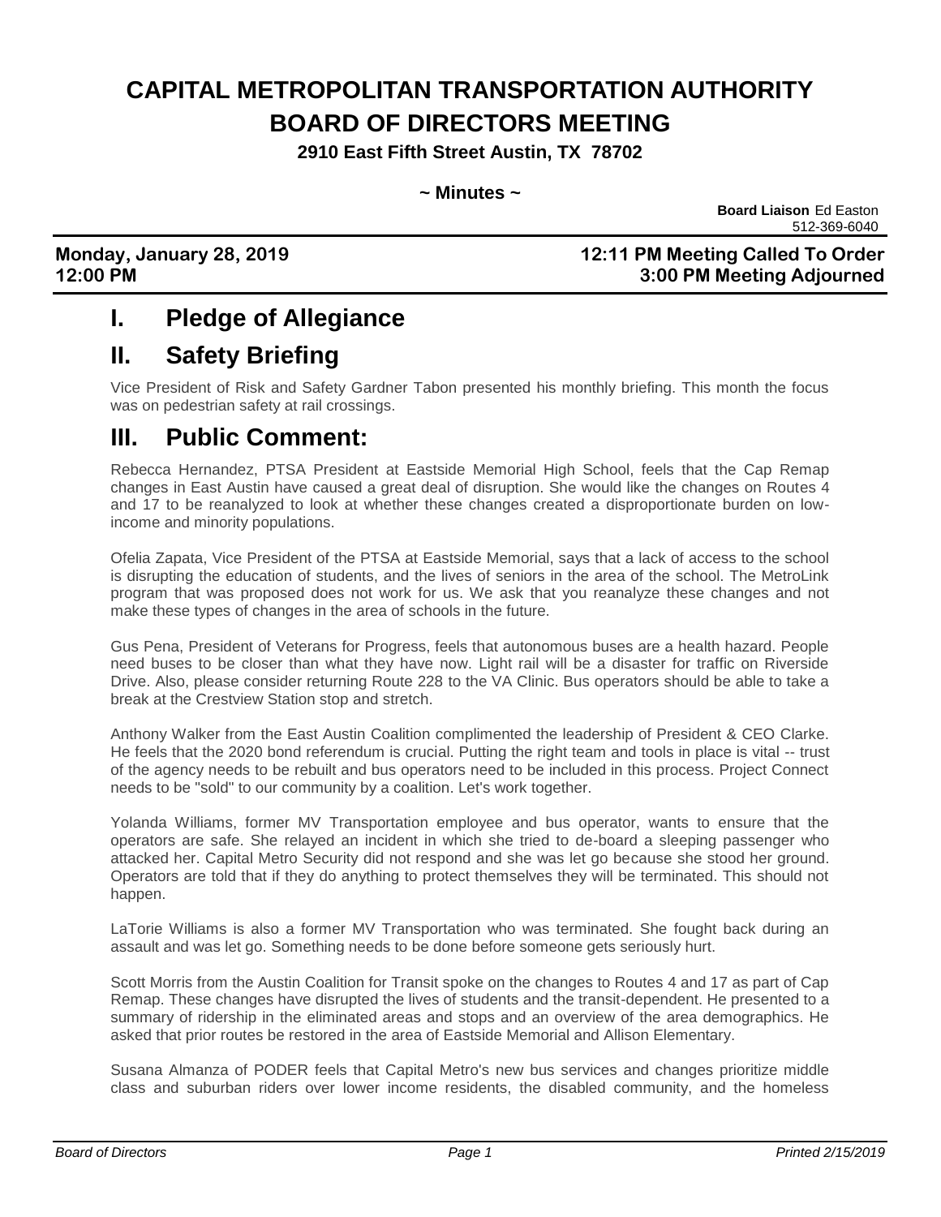# CAPITAL METROPOLITAN TRANSPORTATION AUTHORITY BOARD OF DIRECTORS MEETING

**2910 East Fifth Street Austin, TX 78702**

**~ Minutes ~**

**Board Liaison** Ed Easton
512-369-6040

**Monday, January 28, 2019** **12:11 PM Meeting Called To Order**
**12:00 PM** **3:00 PM Meeting Adjourned**

## I. Pledge of Allegiance

## II. Safety Briefing

Vice President of Risk and Safety Gardner Tabon presented his monthly briefing. This month the focus was on pedestrian safety at rail crossings.

## III. Public Comment:

Rebecca Hernandez, PTSA President at Eastside Memorial High School, feels that the Cap Remap changes in East Austin have caused a great deal of disruption. She would like the changes on Routes 4 and 17 to be reanalyzed to look at whether these changes created a disproportionate burden on low-income and minority populations.

Ofelia Zapata, Vice President of the PTSA at Eastside Memorial, says that a lack of access to the school is disrupting the education of students, and the lives of seniors in the area of the school. The MetroLink program that was proposed does not work for us. We ask that you reanalyze these changes and not make these types of changes in the area of schools in the future.

Gus Pena, President of Veterans for Progress, feels that autonomous buses are a health hazard. People need buses to be closer than what they have now. Light rail will be a disaster for traffic on Riverside Drive. Also, please consider returning Route 228 to the VA Clinic. Bus operators should be able to take a break at the Crestview Station stop and stretch.

Anthony Walker from the East Austin Coalition complimented the leadership of President & CEO Clarke. He feels that the 2020 bond referendum is crucial. Putting the right team and tools in place is vital -- trust of the agency needs to be rebuilt and bus operators need to be included in this process. Project Connect needs to be "sold" to our community by a coalition. Let's work together.

Yolanda Williams, former MV Transportation employee and bus operator, wants to ensure that the operators are safe. She relayed an incident in which she tried to de-board a sleeping passenger who attacked her. Capital Metro Security did not respond and she was let go because she stood her ground. Operators are told that if they do anything to protect themselves they will be terminated. This should not happen.

LaTorie Williams is also a former MV Transportation who was terminated. She fought back during an assault and was let go. Something needs to be done before someone gets seriously hurt.

Scott Morris from the Austin Coalition for Transit spoke on the changes to Routes 4 and 17 as part of Cap Remap. These changes have disrupted the lives of students and the transit-dependent. He presented to a summary of ridership in the eliminated areas and stops and an overview of the area demographics. He asked that prior routes be restored in the area of Eastside Memorial and Allison Elementary.

Susana Almanza of PODER feels that Capital Metro's new bus services and changes prioritize middle class and suburban riders over lower income residents, the disabled community, and the homeless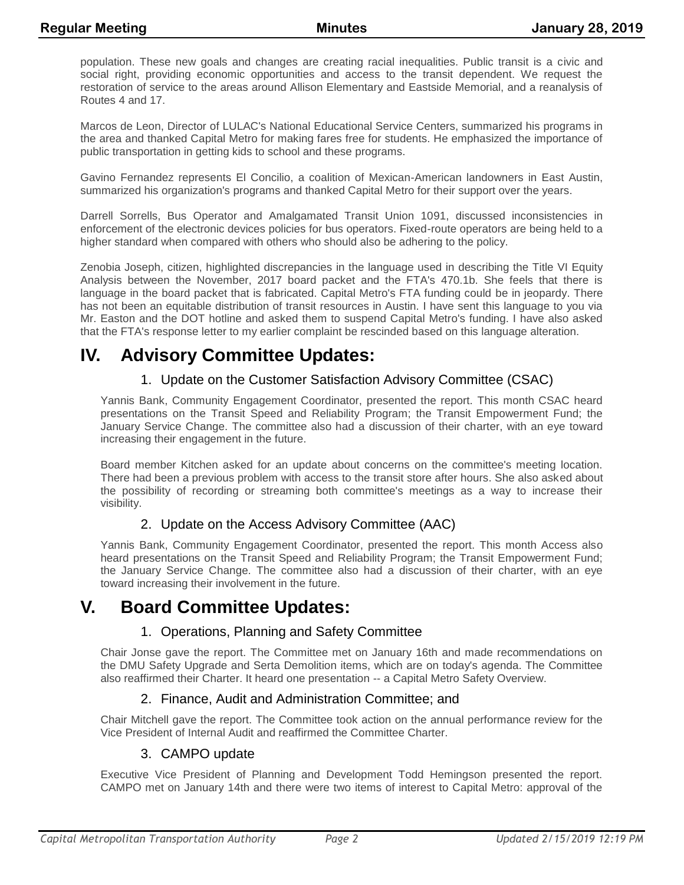population. These new goals and changes are creating racial inequalities. Public transit is a civic and social right, providing economic opportunities and access to the transit dependent. We request the restoration of service to the areas around Allison Elementary and Eastside Memorial, and a reanalysis of Routes 4 and 17.

Marcos de Leon, Director of LULAC's National Educational Service Centers, summarized his programs in the area and thanked Capital Metro for making fares free for students. He emphasized the importance of public transportation in getting kids to school and these programs.

Gavino Fernandez represents El Concilio, a coalition of Mexican-American landowners in East Austin, summarized his organization's programs and thanked Capital Metro for their support over the years.

Darrell Sorrells, Bus Operator and Amalgamated Transit Union 1091, discussed inconsistencies in enforcement of the electronic devices policies for bus operators. Fixed-route operators are being held to a higher standard when compared with others who should also be adhering to the policy.

Zenobia Joseph, citizen, highlighted discrepancies in the language used in describing the Title VI Equity Analysis between the November, 2017 board packet and the FTA's 470.1b. She feels that there is language in the board packet that is fabricated. Capital Metro's FTA funding could be in jeopardy. There has not been an equitable distribution of transit resources in Austin. I have sent this language to you via Mr. Easton and the DOT hotline and asked them to suspend Capital Metro's funding. I have also asked that the FTA's response letter to my earlier complaint be rescinded based on this language alteration.

# IV. Advisory Committee Updates:

### 1. Update on the Customer Satisfaction Advisory Committee (CSAC)

Yannis Bank, Community Engagement Coordinator, presented the report. This month CSAC heard presentations on the Transit Speed and Reliability Program; the Transit Empowerment Fund; the January Service Change. The committee also had a discussion of their charter, with an eye toward increasing their engagement in the future.

Board member Kitchen asked for an update about concerns on the committee's meeting location. There had been a previous problem with access to the transit store after hours. She also asked about the possibility of recording or streaming both committee's meetings as a way to increase their visibility.

### 2. Update on the Access Advisory Committee (AAC)

Yannis Bank, Community Engagement Coordinator, presented the report. This month Access also heard presentations on the Transit Speed and Reliability Program; the Transit Empowerment Fund; the January Service Change. The committee also had a discussion of their charter, with an eye toward increasing their involvement in the future.

# V. Board Committee Updates:

### 1. Operations, Planning and Safety Committee

Chair Jonse gave the report. The Committee met on January 16th and made recommendations on the DMU Safety Upgrade and Serta Demolition items, which are on today's agenda. The Committee also reaffirmed their Charter. It heard one presentation -- a Capital Metro Safety Overview.

### 2. Finance, Audit and Administration Committee; and

Chair Mitchell gave the report. The Committee took action on the annual performance review for the Vice President of Internal Audit and reaffirmed the Committee Charter.

### 3. CAMPO update

Executive Vice President of Planning and Development Todd Hemingson presented the report. CAMPO met on January 14th and there were two items of interest to Capital Metro: approval of the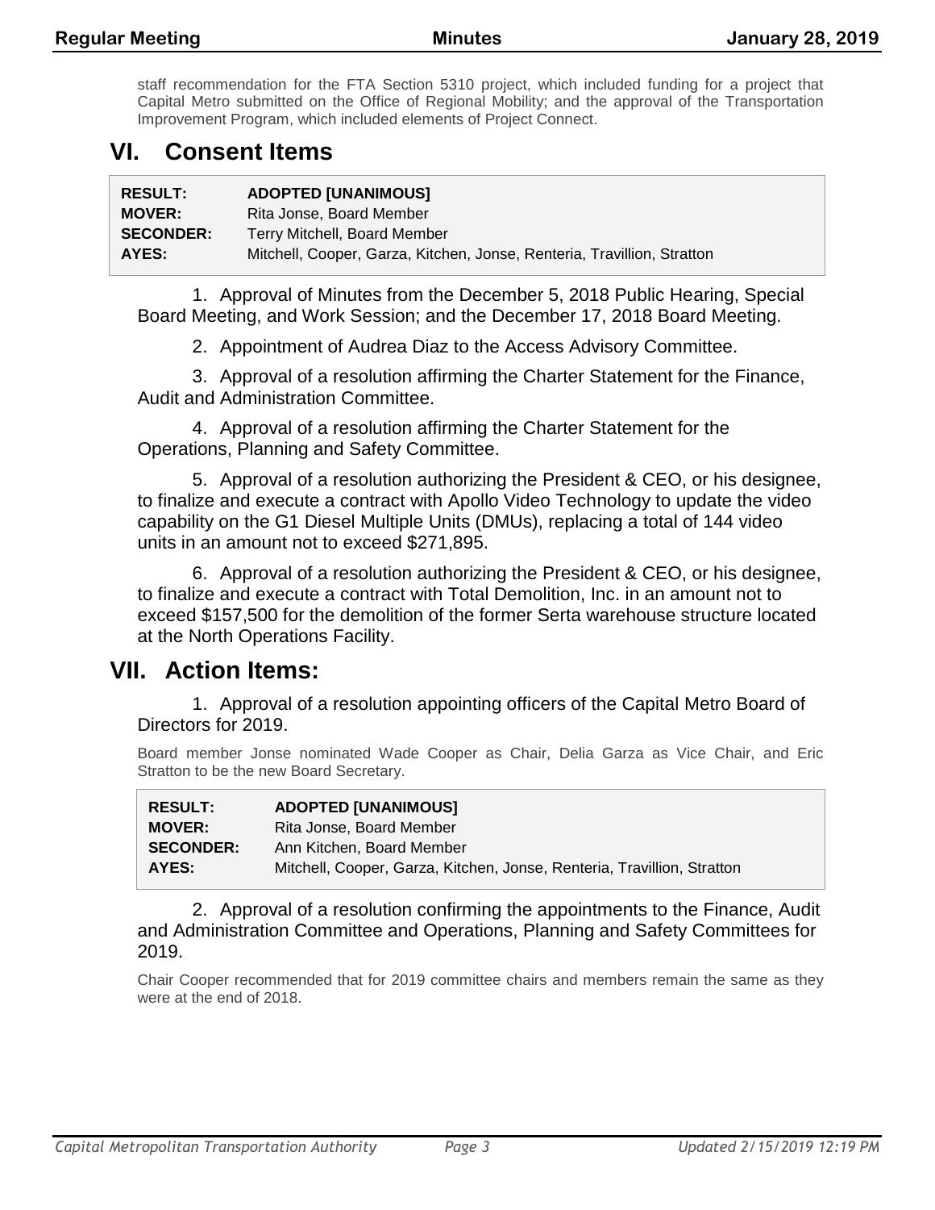staff recommendation for the FTA Section 5310 project, which included funding for a project that Capital Metro submitted on the Office of Regional Mobility; and the approval of the Transportation Improvement Program, which included elements of Project Connect.

# VI. Consent Items

| | |
|---|---|
| **RESULT:** | **ADOPTED [UNANIMOUS]** |
| **MOVER:** | Rita Jonse, Board Member |
| **SECONDER:** | Terry Mitchell, Board Member |
| **AYES:** | Mitchell, Cooper, Garza, Kitchen, Jonse, Renteria, Travillion, Stratton |

1. Approval of Minutes from the December 5, 2018 Public Hearing, Special Board Meeting, and Work Session; and the December 17, 2018 Board Meeting.

2. Appointment of Audrea Diaz to the Access Advisory Committee.

3. Approval of a resolution affirming the Charter Statement for the Finance, Audit and Administration Committee.

4. Approval of a resolution affirming the Charter Statement for the Operations, Planning and Safety Committee.

5. Approval of a resolution authorizing the President & CEO, or his designee, to finalize and execute a contract with Apollo Video Technology to update the video capability on the G1 Diesel Multiple Units (DMUs), replacing a total of 144 video units in an amount not to exceed $271,895.

6. Approval of a resolution authorizing the President & CEO, or his designee, to finalize and execute a contract with Total Demolition, Inc. in an amount not to exceed $157,500 for the demolition of the former Serta warehouse structure located at the North Operations Facility.

# VII. Action Items:

1. Approval of a resolution appointing officers of the Capital Metro Board of Directors for 2019.

Board member Jonse nominated Wade Cooper as Chair, Delia Garza as Vice Chair, and Eric Stratton to be the new Board Secretary.

| | |
|---|---|
| **RESULT:** | **ADOPTED [UNANIMOUS]** |
| **MOVER:** | Rita Jonse, Board Member |
| **SECONDER:** | Ann Kitchen, Board Member |
| **AYES:** | Mitchell, Cooper, Garza, Kitchen, Jonse, Renteria, Travillion, Stratton |

2. Approval of a resolution confirming the appointments to the Finance, Audit and Administration Committee and Operations, Planning and Safety Committees for 2019.

Chair Cooper recommended that for 2019 committee chairs and members remain the same as they were at the end of 2018.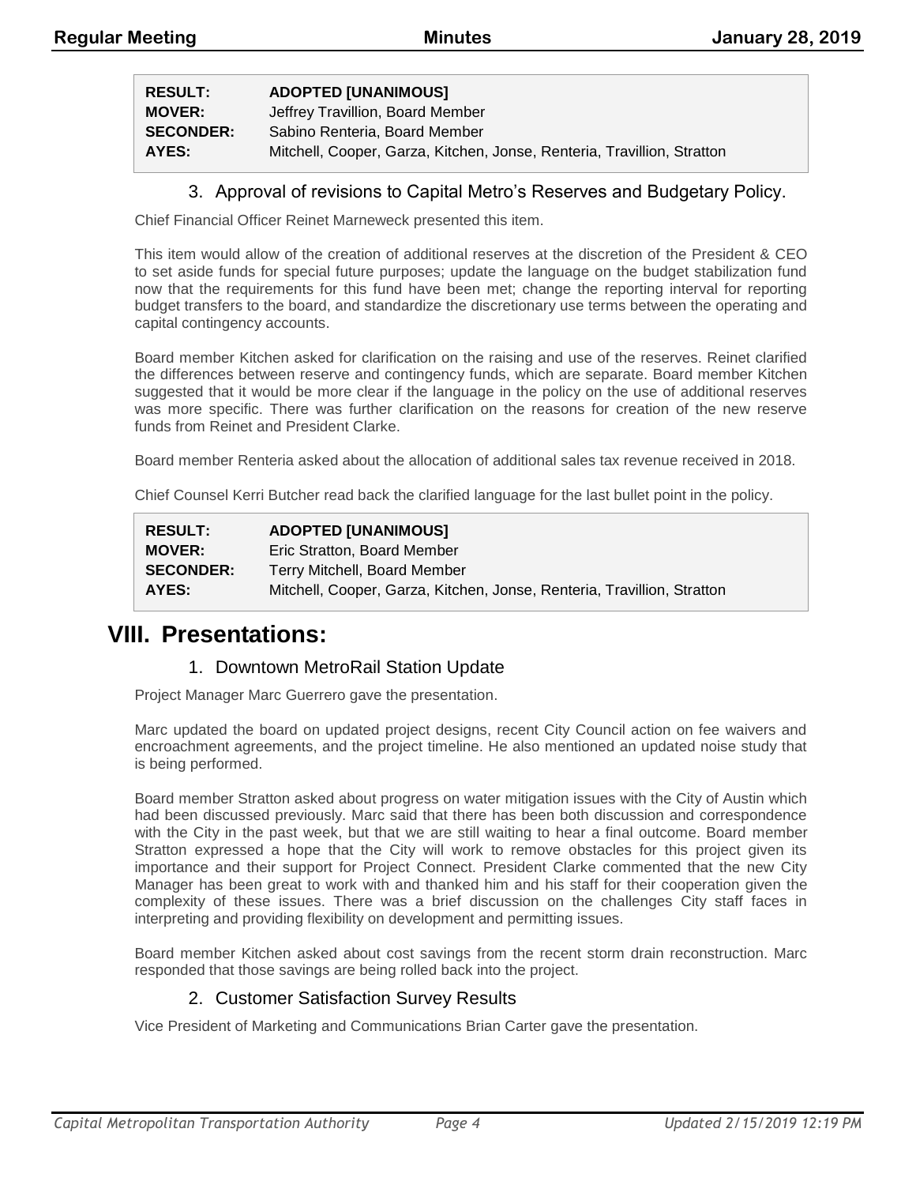| RESULT: | ADOPTED [UNANIMOUS] |
|---|---|
| MOVER: | Jeffrey Travillion, Board Member |
| SECONDER: | Sabino Renteria, Board Member |
| AYES: | Mitchell, Cooper, Garza, Kitchen, Jonse, Renteria, Travillion, Stratton |

### 3. Approval of revisions to Capital Metro's Reserves and Budgetary Policy.

Chief Financial Officer Reinet Marneweck presented this item.

This item would allow of the creation of additional reserves at the discretion of the President & CEO to set aside funds for special future purposes; update the language on the budget stabilization fund now that the requirements for this fund have been met; change the reporting interval for reporting budget transfers to the board, and standardize the discretionary use terms between the operating and capital contingency accounts.

Board member Kitchen asked for clarification on the raising and use of the reserves. Reinet clarified the differences between reserve and contingency funds, which are separate. Board member Kitchen suggested that it would be more clear if the language in the policy on the use of additional reserves was more specific. There was further clarification on the reasons for creation of the new reserve funds from Reinet and President Clarke.

Board member Renteria asked about the allocation of additional sales tax revenue received in 2018.

Chief Counsel Kerri Butcher read back the clarified language for the last bullet point in the policy.

| RESULT: | ADOPTED [UNANIMOUS] |
|---|---|
| MOVER: | Eric Stratton, Board Member |
| SECONDER: | Terry Mitchell, Board Member |
| AYES: | Mitchell, Cooper, Garza, Kitchen, Jonse, Renteria, Travillion, Stratton |

## VIII. Presentations:

### 1. Downtown MetroRail Station Update

Project Manager Marc Guerrero gave the presentation.

Marc updated the board on updated project designs, recent City Council action on fee waivers and encroachment agreements, and the project timeline. He also mentioned an updated noise study that is being performed.

Board member Stratton asked about progress on water mitigation issues with the City of Austin which had been discussed previously. Marc said that there has been both discussion and correspondence with the City in the past week, but that we are still waiting to hear a final outcome. Board member Stratton expressed a hope that the City will work to remove obstacles for this project given its importance and their support for Project Connect. President Clarke commented that the new City Manager has been great to work with and thanked him and his staff for their cooperation given the complexity of these issues. There was a brief discussion on the challenges City staff faces in interpreting and providing flexibility on development and permitting issues.

Board member Kitchen asked about cost savings from the recent storm drain reconstruction. Marc responded that those savings are being rolled back into the project.

### 2. Customer Satisfaction Survey Results

Vice President of Marketing and Communications Brian Carter gave the presentation.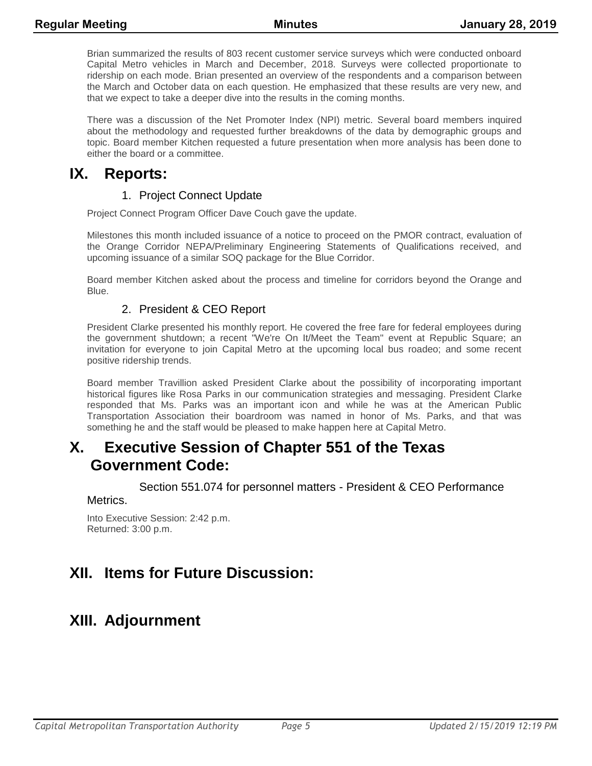Brian summarized the results of 803 recent customer service surveys which were conducted onboard Capital Metro vehicles in March and December, 2018. Surveys were collected proportionate to ridership on each mode. Brian presented an overview of the respondents and a comparison between the March and October data on each question. He emphasized that these results are very new, and that we expect to take a deeper dive into the results in the coming months.

There was a discussion of the Net Promoter Index (NPI) metric. Several board members inquired about the methodology and requested further breakdowns of the data by demographic groups and topic. Board member Kitchen requested a future presentation when more analysis has been done to either the board or a committee.

# IX. Reports:

## 1. Project Connect Update

Project Connect Program Officer Dave Couch gave the update.

Milestones this month included issuance of a notice to proceed on the PMOR contract, evaluation of the Orange Corridor NEPA/Preliminary Engineering Statements of Qualifications received, and upcoming issuance of a similar SOQ package for the Blue Corridor.

Board member Kitchen asked about the process and timeline for corridors beyond the Orange and Blue.

## 2. President & CEO Report

President Clarke presented his monthly report. He covered the free fare for federal employees during the government shutdown; a recent "We're On It/Meet the Team" event at Republic Square; an invitation for everyone to join Capital Metro at the upcoming local bus roadeo; and some recent positive ridership trends.

Board member Travillion asked President Clarke about the possibility of incorporating important historical figures like Rosa Parks in our communication strategies and messaging. President Clarke responded that Ms. Parks was an important icon and while he was at the American Public Transportation Association their boardroom was named in honor of Ms. Parks, and that was something he and the staff would be pleased to make happen here at Capital Metro.

# X. Executive Session of Chapter 551 of the Texas Government Code:

Section 551.074 for personnel matters - President & CEO Performance Metrics.

Into Executive Session: 2:42 p.m.
Returned: 3:00 p.m.

# XII. Items for Future Discussion:

# XIII. Adjournment